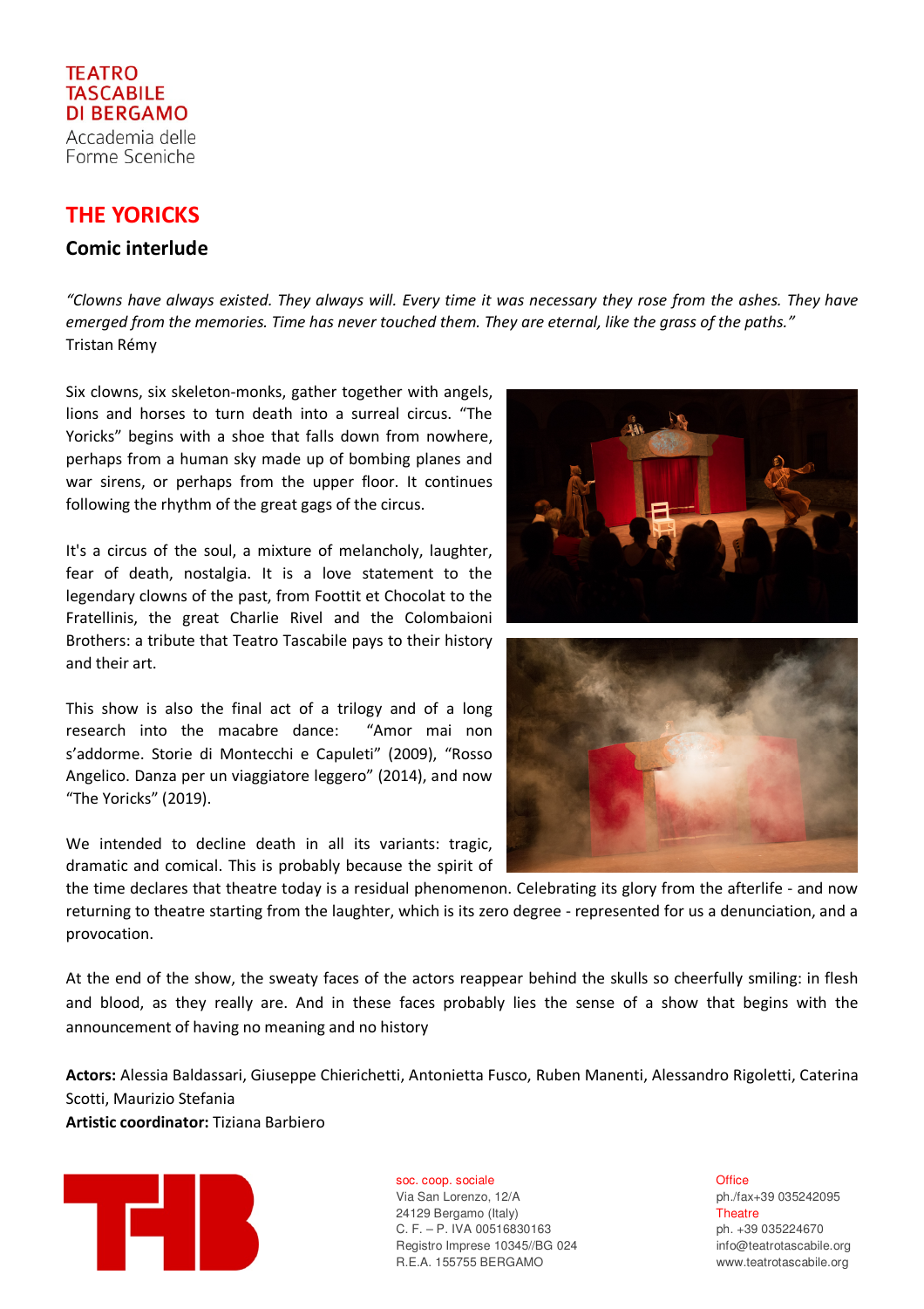TEATRO
TASCABILE
DI BERGAMO
Accademia delle
Forme Sceniche

# THE YORICKS

## Comic interlude

*"Clowns have always existed. They always will. Every time it was necessary they rose from the ashes. They have emerged from the memories. Time has never touched them. They are eternal, like the grass of the paths."*
Tristan Rémy

Six clowns, six skeleton-monks, gather together with angels, lions and horses to turn death into a surreal circus. "The Yoricks" begins with a shoe that falls down from nowhere, perhaps from a human sky made up of bombing planes and war sirens, or perhaps from the upper floor. It continues following the rhythm of the great gags of the circus.

It's a circus of the soul, a mixture of melancholy, laughter, fear of death, nostalgia. It is a love statement to the legendary clowns of the past, from Foottit et Chocolat to the Fratellinis, the great Charlie Rivel and the Colombaioni Brothers: a tribute that Teatro Tascabile pays to their history and their art.

This show is also the final act of a trilogy and of a long research into the macabre dance: "Amor mai non s'addorme. Storie di Montecchi e Capuleti" (2009), "Rosso Angelico. Danza per un viaggiatore leggero" (2014), and now "The Yoricks" (2019).

We intended to decline death in all its variants: tragic, dramatic and comical. This is probably because the spirit of the time declares that theatre today is a residual phenomenon. Celebrating its glory from the afterlife - and now returning to theatre starting from the laughter, which is its zero degree - represented for us a denunciation, and a provocation.

At the end of the show, the sweaty faces of the actors reappear behind the skulls so cheerfully smiling: in flesh and blood, as they really are. And in these faces probably lies the sense of a show that begins with the announcement of having no meaning and no history

**Actors:** Alessia Baldassari, Giuseppe Chierichetti, Antonietta Fusco, Ruben Manenti, Alessandro Rigoletti, Caterina Scotti, Maurizio Stefania
**Artistic coordinator:** Tiziana Barbiero

TTB

soc. coop. sociale
Via San Lorenzo, 12/A
24129 Bergamo (Italy)
C. F. – P. IVA 00516830163
Registro Imprese 10345//BG 024
R.E.A. 155755 BERGAMO

Office
ph./fax+39 035242095
Theatre
ph. +39 035224670
info@teatrotascabile.org
www.teatrotascabile.org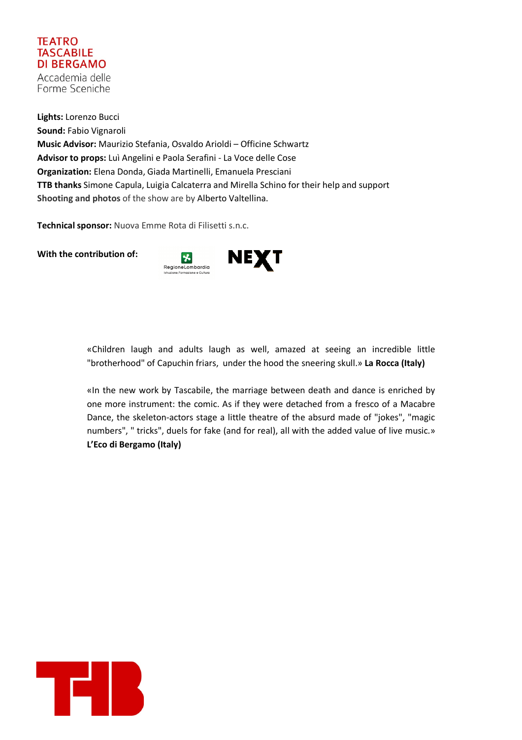TEATRO
TASCABILE
DI BERGAMO
Accademia delle
Forme Sceniche

**Lights:** Lorenzo Bucci
**Sound:** Fabio Vignaroli
**Music Advisor:** Maurizio Stefania, Osvaldo Arioldi – Officine Schwartz
**Advisor to props:** Luì Angelini e Paola Serafini - La Voce delle Cose
**Organization:** Elena Donda, Giada Martinelli, Emanuela Presciani
**TTB thanks** Simone Capula, Luigia Calcaterra and Mirella Schino for their help and support
**Shooting and photos** of the show are by Alberto Valtellina.

**Technical sponsor:** Nuova Emme Rota di Filisetti s.n.c.

**With the contribution of:** RegioneLombardia, NEXT

«Children laugh and adults laugh as well, amazed at seeing an incredible little "brotherhood" of Capuchin friars, under the hood the sneering skull.» **La Rocca (Italy)**

«In the new work by Tascabile, the marriage between death and dance is enriched by one more instrument: the comic. As if they were detached from a fresco of a Macabre Dance, the skeleton-actors stage a little theatre of the absurd made of "jokes", "magic numbers", " tricks", duels for fake (and for real), all with the added value of live music.» **L'Eco di Bergamo (Italy)**